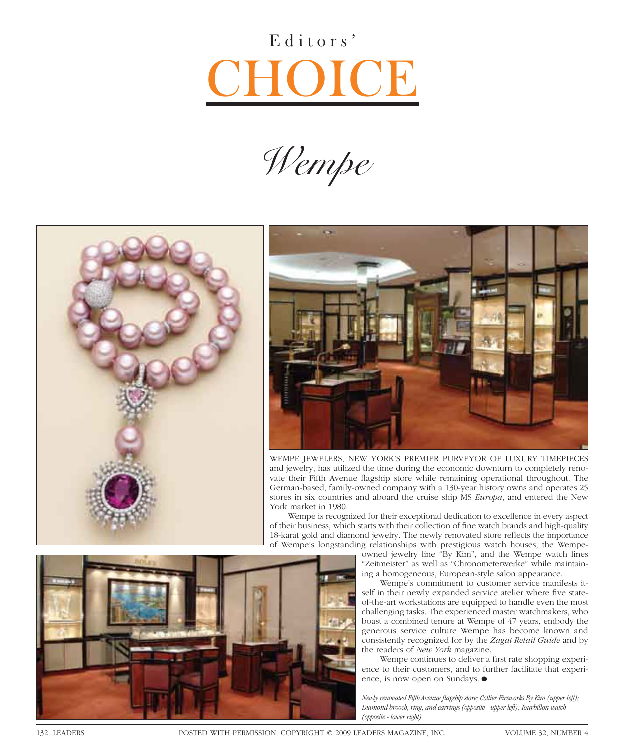# Editors' CHOICE

## *Wempe*

WEMPE JEWELERS, NEW YORK'S PREMIER PURVEYOR OF LUXURY TIMEPIECES and jewelry, has utilized the time during the economic downturn to completely renovate their Fifth Avenue flagship store while remaining operational throughout. The German-based, family-owned company with a 130-year history owns and operates 25 stores in six countries and aboard the cruise ship MS *Europa*, and entered the New York market in 1980.

Wempe is recognized for their exceptional dedication to excellence in every aspect of their business, which starts with their collection of fine watch brands and high-quality 18-karat gold and diamond jewelry. The newly renovated store reflects the importance of Wempe's longstanding relationships with prestigious watch houses, the Wempe-owned jewelry line "By Kim", and the Wempe watch lines "Zeitmeister" as well as "Chronometerwerke" while maintaining a homogeneous, European-style salon appearance.

Wempe's commitment to customer service manifests itself in their newly expanded service atelier where five state-of-the-art workstations are equipped to handle even the most challenging tasks. The experienced master watchmakers, who boast a combined tenure at Wempe of 47 years, embody the generous service culture Wempe has become known and consistently recognized for by the *Zagat Retail Guide* and by the readers of *New York* magazine.

Wempe continues to deliver a first rate shopping experience to their customers, and to further facilitate that experience, is now open on Sundays. ●

*Newly renovated Fifth Avenue flagship store; Collier Fireworks By Kim (upper left); Diamond brooch, ring, and earrings (opposite - upper left); Tourbillon watch (opposite - lower right)*

POSTED WITH PERMISSION. COPYRIGHT © 2009 LEADERS MAGAZINE, INC.